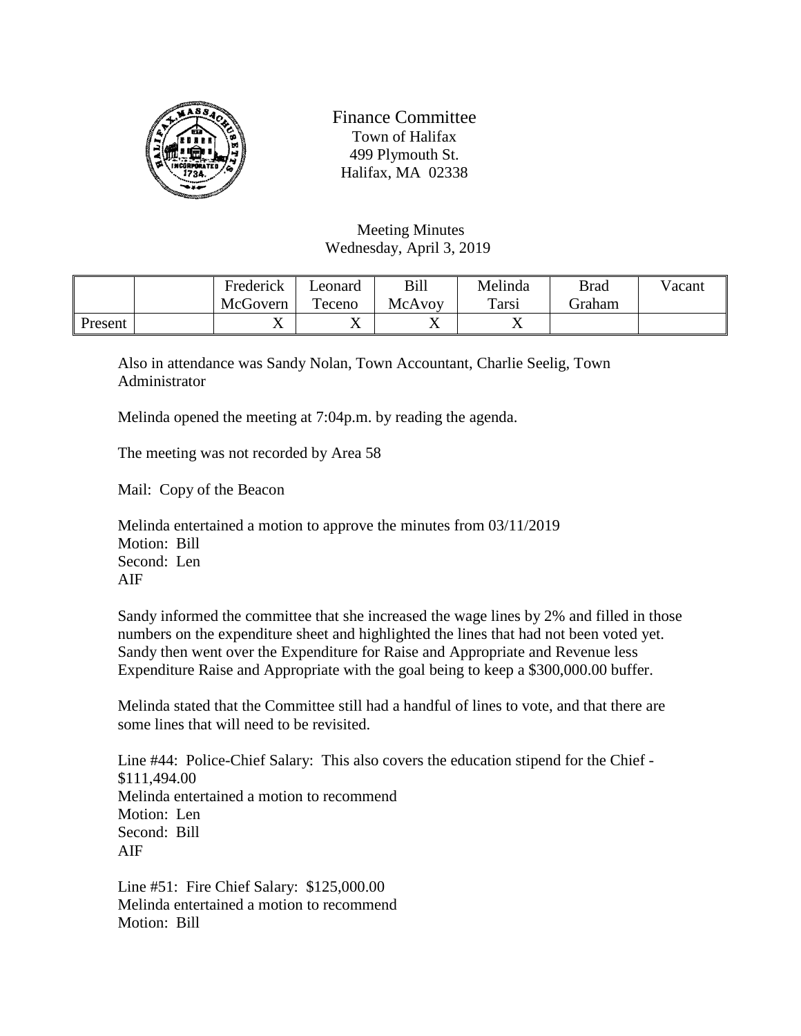# Finance Committee

Town of Halifax
499 Plymouth St.
Halifax, MA 02338

Meeting Minutes
Wednesday, April 3, 2019

| | | Frederick McGovern | Leonard Teceno | Bill McAvoy | Melinda Tarsi | Brad Graham | Vacant |
|---|---|---|---|---|---|---|---|
| Present | | X | X | X | X | | |

Also in attendance was Sandy Nolan, Town Accountant, Charlie Seelig, Town Administrator

Melinda opened the meeting at 7:04p.m. by reading the agenda.

The meeting was not recorded by Area 58

Mail: Copy of the Beacon

Melinda entertained a motion to approve the minutes from 03/11/2019
Motion: Bill
Second: Len
AIF

Sandy informed the committee that she increased the wage lines by 2% and filled in those numbers on the expenditure sheet and highlighted the lines that had not been voted yet. Sandy then went over the Expenditure for Raise and Appropriate and Revenue less Expenditure Raise and Appropriate with the goal being to keep a $300,000.00 buffer.

Melinda stated that the Committee still had a handful of lines to vote, and that there are some lines that will need to be revisited.

Line #44: Police-Chief Salary: This also covers the education stipend for the Chief - $111,494.00
Melinda entertained a motion to recommend
Motion: Len
Second: Bill
AIF

Line #51: Fire Chief Salary: $125,000.00
Melinda entertained a motion to recommend
Motion: Bill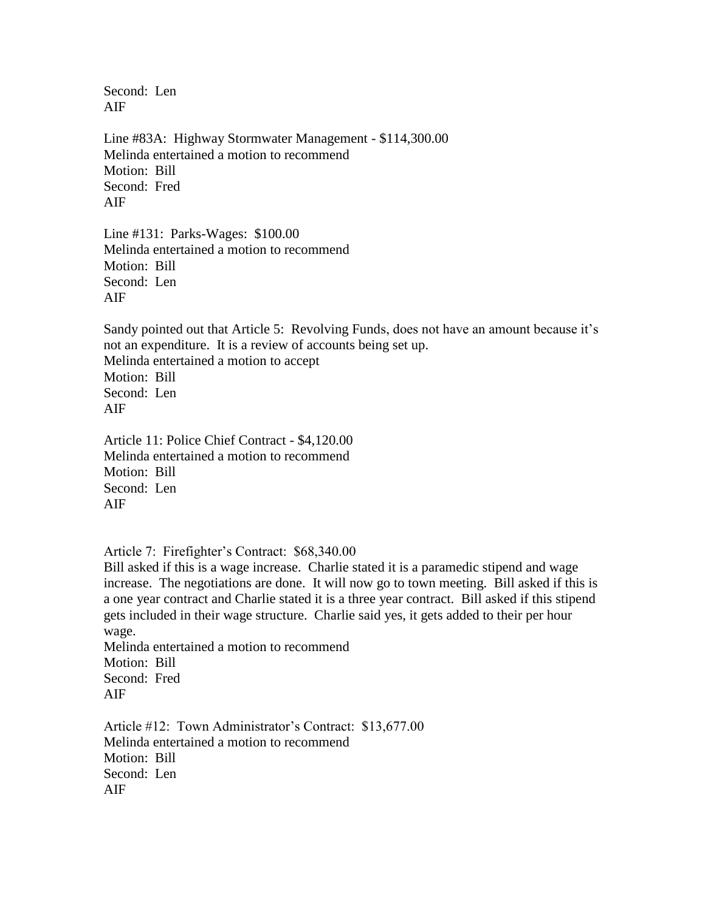Second: Len
AIF

Line #83A: Highway Stormwater Management - $114,300.00
Melinda entertained a motion to recommend
Motion: Bill
Second: Fred
AIF

Line #131: Parks-Wages: $100.00
Melinda entertained a motion to recommend
Motion: Bill
Second: Len
AIF

Sandy pointed out that Article 5: Revolving Funds, does not have an amount because it's not an expenditure. It is a review of accounts being set up.
Melinda entertained a motion to accept
Motion: Bill
Second: Len
AIF

Article 11: Police Chief Contract - $4,120.00
Melinda entertained a motion to recommend
Motion: Bill
Second: Len
AIF

Article 7: Firefighter's Contract: $68,340.00
Bill asked if this is a wage increase. Charlie stated it is a paramedic stipend and wage increase. The negotiations are done. It will now go to town meeting. Bill asked if this is a one year contract and Charlie stated it is a three year contract. Bill asked if this stipend gets included in their wage structure. Charlie said yes, it gets added to their per hour wage.
Melinda entertained a motion to recommend
Motion: Bill
Second: Fred
AIF

Article #12: Town Administrator's Contract: $13,677.00
Melinda entertained a motion to recommend
Motion: Bill
Second: Len
AIF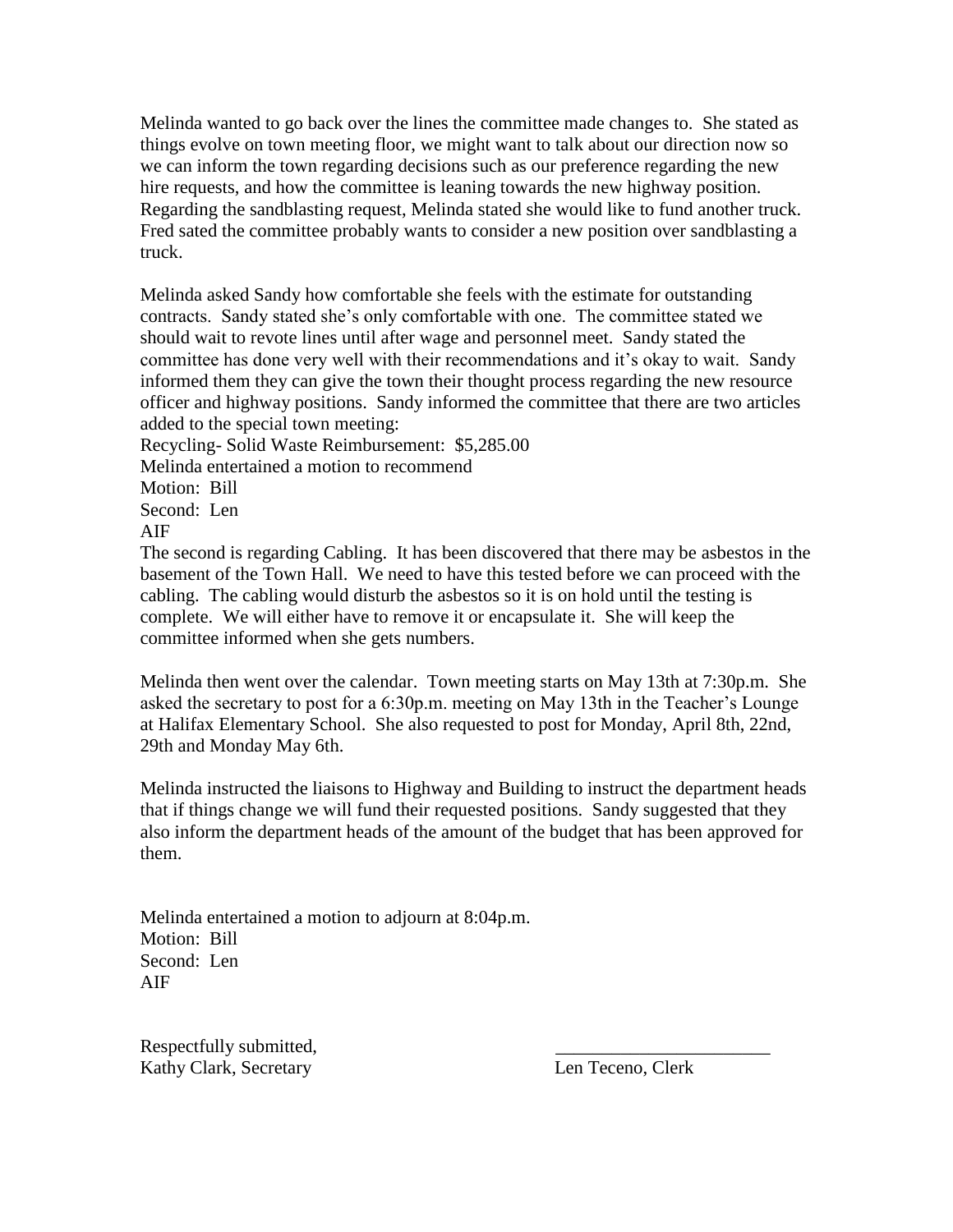Melinda wanted to go back over the lines the committee made changes to. She stated as things evolve on town meeting floor, we might want to talk about our direction now so we can inform the town regarding decisions such as our preference regarding the new hire requests, and how the committee is leaning towards the new highway position. Regarding the sandblasting request, Melinda stated she would like to fund another truck. Fred sated the committee probably wants to consider a new position over sandblasting a truck.

Melinda asked Sandy how comfortable she feels with the estimate for outstanding contracts. Sandy stated she's only comfortable with one. The committee stated we should wait to revote lines until after wage and personnel meet. Sandy stated the committee has done very well with their recommendations and it's okay to wait. Sandy informed them they can give the town their thought process regarding the new resource officer and highway positions. Sandy informed the committee that there are two articles added to the special town meeting:

Recycling- Solid Waste Reimbursement: $5,285.00
Melinda entertained a motion to recommend
Motion: Bill
Second: Len
AIF

The second is regarding Cabling. It has been discovered that there may be asbestos in the basement of the Town Hall. We need to have this tested before we can proceed with the cabling. The cabling would disturb the asbestos so it is on hold until the testing is complete. We will either have to remove it or encapsulate it. She will keep the committee informed when she gets numbers.

Melinda then went over the calendar. Town meeting starts on May 13th at 7:30p.m. She asked the secretary to post for a 6:30p.m. meeting on May 13th in the Teacher's Lounge at Halifax Elementary School. She also requested to post for Monday, April 8th, 22nd, 29th and Monday May 6th.

Melinda instructed the liaisons to Highway and Building to instruct the department heads that if things change we will fund their requested positions. Sandy suggested that they also inform the department heads of the amount of the budget that has been approved for them.

Melinda entertained a motion to adjourn at 8:04p.m.
Motion: Bill
Second: Len
AIF

Respectfully submitted,
Kathy Clark, Secretary

\_\_\_\_\_\_\_\_\_\_\_\_\_\_\_\_\_\_\_\_\_\_\_\_
Len Teceno, Clerk